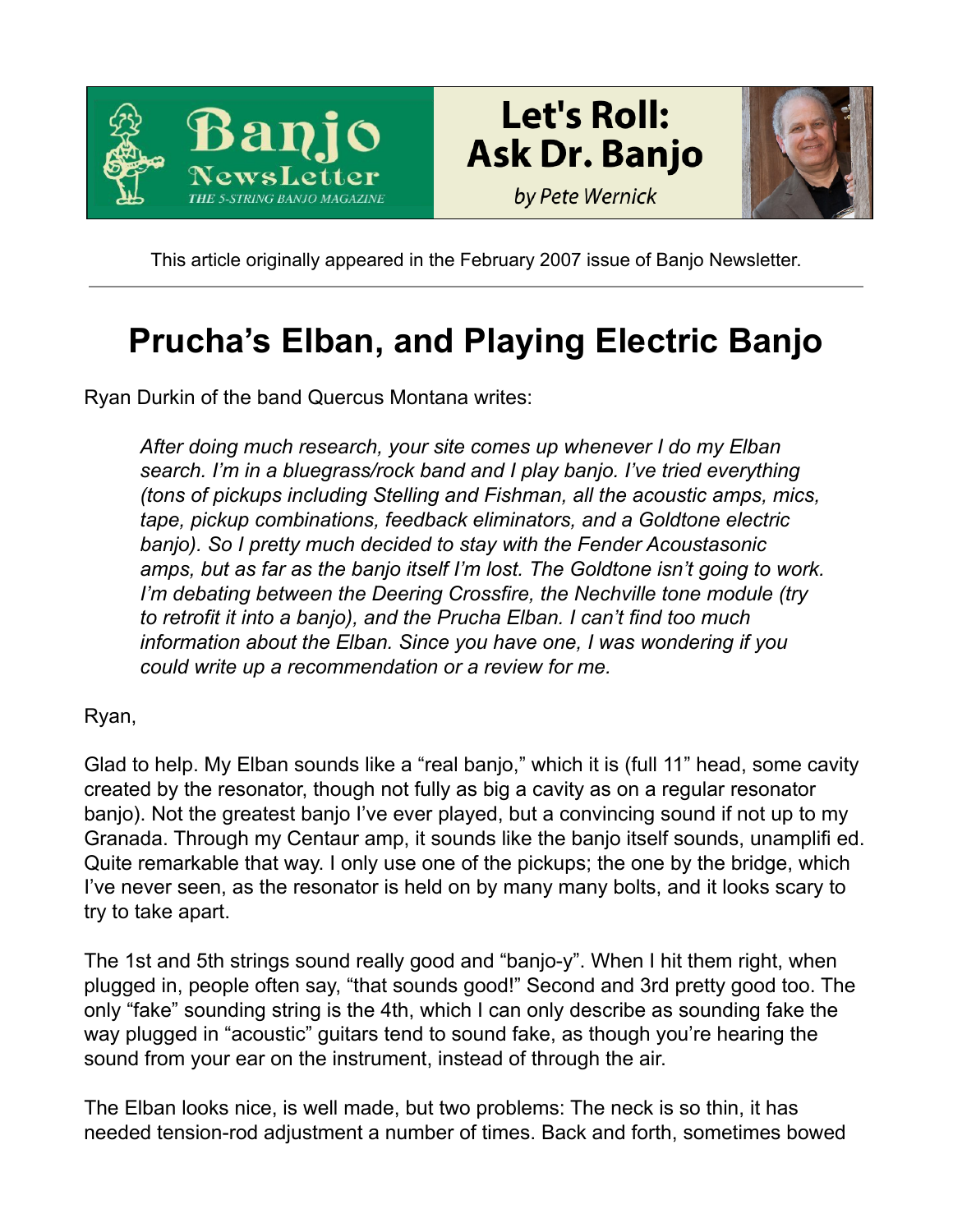This article originally appeared in the February 2007 issue of Banjo Newsletter.

# Prucha's Elban, and Playing Electric Banjo

Ryan Durkin of the band Quercus Montana writes:

> *After doing much research, your site comes up whenever I do my Elban search. I'm in a bluegrass/rock band and I play banjo. I've tried everything (tons of pickups including Stelling and Fishman, all the acoustic amps, mics, tape, pickup combinations, feedback eliminators, and a Goldtone electric banjo). So I pretty much decided to stay with the Fender Acoustasonic amps, but as far as the banjo itself I'm lost. The Goldtone isn't going to work. I'm debating between the Deering Crossfire, the Nechville tone module (try to retrofit it into a banjo), and the Prucha Elban. I can't find too much information about the Elban. Since you have one, I was wondering if you could write up a recommendation or a review for me.*

Ryan,

Glad to help. My Elban sounds like a "real banjo," which it is (full 11" head, some cavity created by the resonator, though not fully as big a cavity as on a regular resonator banjo). Not the greatest banjo I've ever played, but a convincing sound if not up to my Granada. Through my Centaur amp, it sounds like the banjo itself sounds, unamplifi ed. Quite remarkable that way. I only use one of the pickups; the one by the bridge, which I've never seen, as the resonator is held on by many many bolts, and it looks scary to try to take apart.

The 1st and 5th strings sound really good and "banjo-y". When I hit them right, when plugged in, people often say, "that sounds good!" Second and 3rd pretty good too. The only "fake" sounding string is the 4th, which I can only describe as sounding fake the way plugged in "acoustic" guitars tend to sound fake, as though you're hearing the sound from your ear on the instrument, instead of through the air.

The Elban looks nice, is well made, but two problems: The neck is so thin, it has needed tension-rod adjustment a number of times. Back and forth, sometimes bowed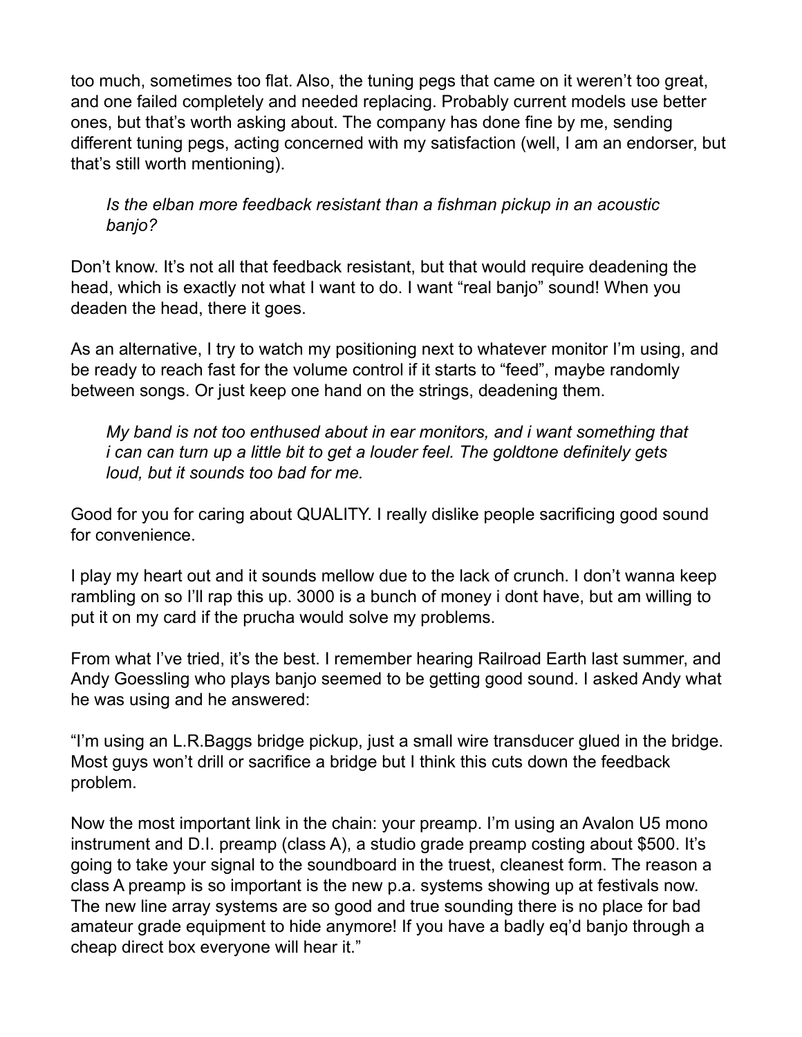too much, sometimes too flat. Also, the tuning pegs that came on it weren't too great, and one failed completely and needed replacing. Probably current models use better ones, but that's worth asking about. The company has done fine by me, sending different tuning pegs, acting concerned with my satisfaction (well, I am an endorser, but that's still worth mentioning).

> *Is the elban more feedback resistant than a fishman pickup in an acoustic banjo?*

Don't know. It's not all that feedback resistant, but that would require deadening the head, which is exactly not what I want to do. I want "real banjo" sound! When you deaden the head, there it goes.

As an alternative, I try to watch my positioning next to whatever monitor I'm using, and be ready to reach fast for the volume control if it starts to "feed", maybe randomly between songs. Or just keep one hand on the strings, deadening them.

> *My band is not too enthused about in ear monitors, and i want something that i can can turn up a little bit to get a louder feel. The goldtone definitely gets loud, but it sounds too bad for me.*

Good for you for caring about QUALITY. I really dislike people sacrificing good sound for convenience.

I play my heart out and it sounds mellow due to the lack of crunch. I don't wanna keep rambling on so I'll rap this up. 3000 is a bunch of money i dont have, but am willing to put it on my card if the prucha would solve my problems.

From what I've tried, it's the best. I remember hearing Railroad Earth last summer, and Andy Goessling who plays banjo seemed to be getting good sound. I asked Andy what he was using and he answered:

"I'm using an L.R.Baggs bridge pickup, just a small wire transducer glued in the bridge. Most guys won't drill or sacrifice a bridge but I think this cuts down the feedback problem.

Now the most important link in the chain: your preamp. I'm using an Avalon U5 mono instrument and D.I. preamp (class A), a studio grade preamp costing about $500. It's going to take your signal to the soundboard in the truest, cleanest form. The reason a class A preamp is so important is the new p.a. systems showing up at festivals now. The new line array systems are so good and true sounding there is no place for bad amateur grade equipment to hide anymore! If you have a badly eq'd banjo through a cheap direct box everyone will hear it."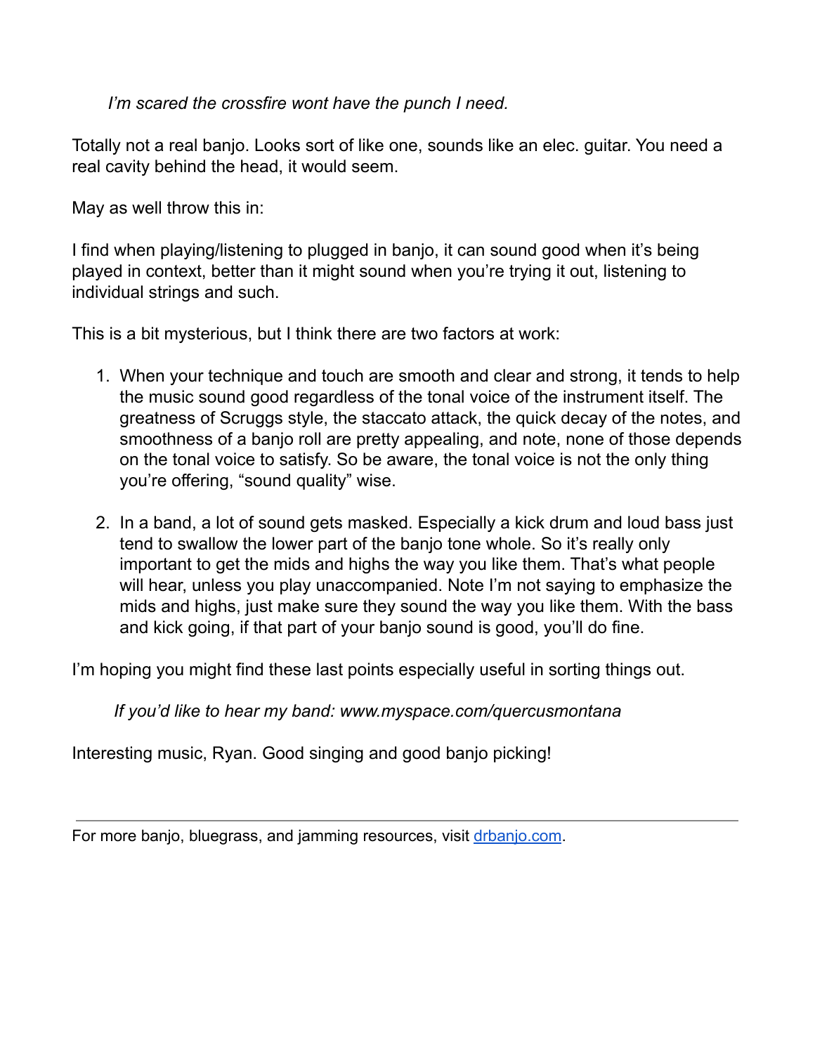*I'm scared the crossfire wont have the punch I need.*

Totally not a real banjo. Looks sort of like one, sounds like an elec. guitar. You need a real cavity behind the head, it would seem.

May as well throw this in:

I find when playing/listening to plugged in banjo, it can sound good when it's being played in context, better than it might sound when you're trying it out, listening to individual strings and such.

This is a bit mysterious, but I think there are two factors at work:

1. When your technique and touch are smooth and clear and strong, it tends to help the music sound good regardless of the tonal voice of the instrument itself. The greatness of Scruggs style, the staccato attack, the quick decay of the notes, and smoothness of a banjo roll are pretty appealing, and note, none of those depends on the tonal voice to satisfy. So be aware, the tonal voice is not the only thing you're offering, "sound quality" wise.

2. In a band, a lot of sound gets masked. Especially a kick drum and loud bass just tend to swallow the lower part of the banjo tone whole. So it's really only important to get the mids and highs the way you like them. That's what people will hear, unless you play unaccompanied. Note I'm not saying to emphasize the mids and highs, just make sure they sound the way you like them. With the bass and kick going, if that part of your banjo sound is good, you'll do fine.

I'm hoping you might find these last points especially useful in sorting things out.

*If you'd like to hear my band: www.myspace.com/quercusmontana*

Interesting music, Ryan. Good singing and good banjo picking!

---

For more banjo, bluegrass, and jamming resources, visit [drbanjo.com](drbanjo.com).